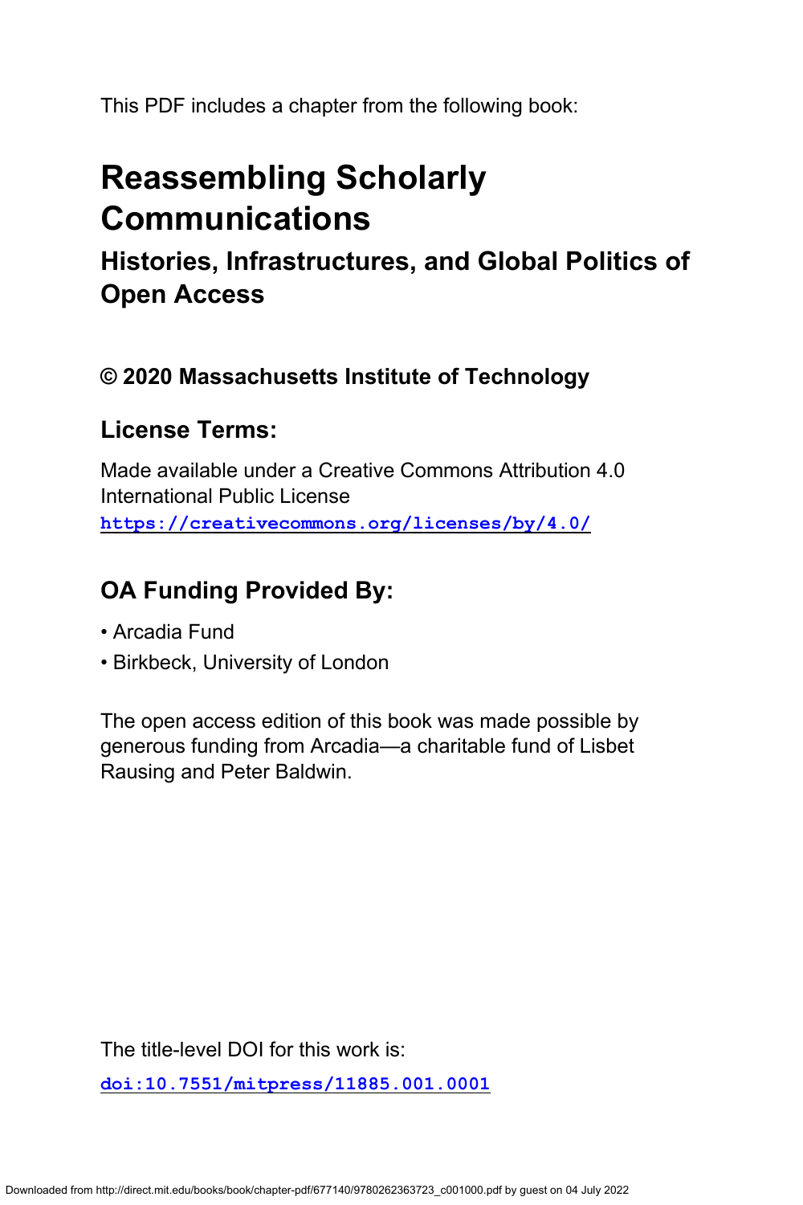This PDF includes a chapter from the following book:

# Reassembling Scholarly Communications

## Histories, Infrastructures, and Global Politics of Open Access

### © 2020 Massachusetts Institute of Technology

### License Terms:

Made available under a Creative Commons Attribution 4.0 International Public License
https://creativecommons.org/licenses/by/4.0/

### OA Funding Provided By:

- Arcadia Fund
- Birkbeck, University of London

The open access edition of this book was made possible by generous funding from Arcadia—a charitable fund of Lisbet Rausing and Peter Baldwin.

The title-level DOI for this work is:

doi:10.7551/mitpress/11885.001.0001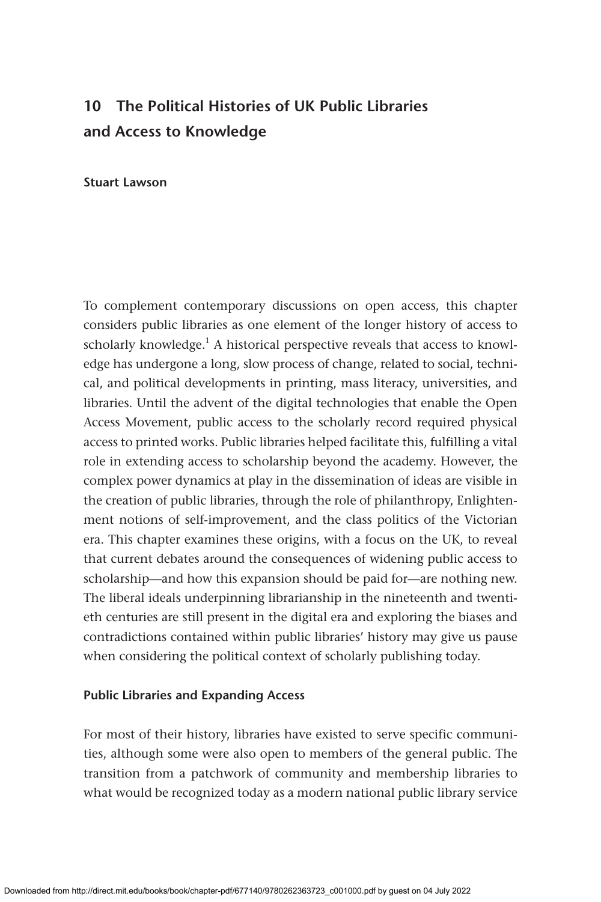# 10 The Political Histories of UK Public Libraries and Access to Knowledge

**Stuart Lawson**

To complement contemporary discussions on open access, this chapter considers public libraries as one element of the longer history of access to scholarly knowledge.[1] A historical perspective reveals that access to knowledge has undergone a long, slow process of change, related to social, technical, and political developments in printing, mass literacy, universities, and libraries. Until the advent of the digital technologies that enable the Open Access Movement, public access to the scholarly record required physical access to printed works. Public libraries helped facilitate this, fulfilling a vital role in extending access to scholarship beyond the academy. However, the complex power dynamics at play in the dissemination of ideas are visible in the creation of public libraries, through the role of philanthropy, Enlightenment notions of self-improvement, and the class politics of the Victorian era. This chapter examines these origins, with a focus on the UK, to reveal that current debates around the consequences of widening public access to scholarship—and how this expansion should be paid for—are nothing new. The liberal ideals underpinning librarianship in the nineteenth and twentieth centuries are still present in the digital era and exploring the biases and contradictions contained within public libraries' history may give us pause when considering the political context of scholarly publishing today.

## Public Libraries and Expanding Access

For most of their history, libraries have existed to serve specific communities, although some were also open to members of the general public. The transition from a patchwork of community and membership libraries to what would be recognized today as a modern national public library service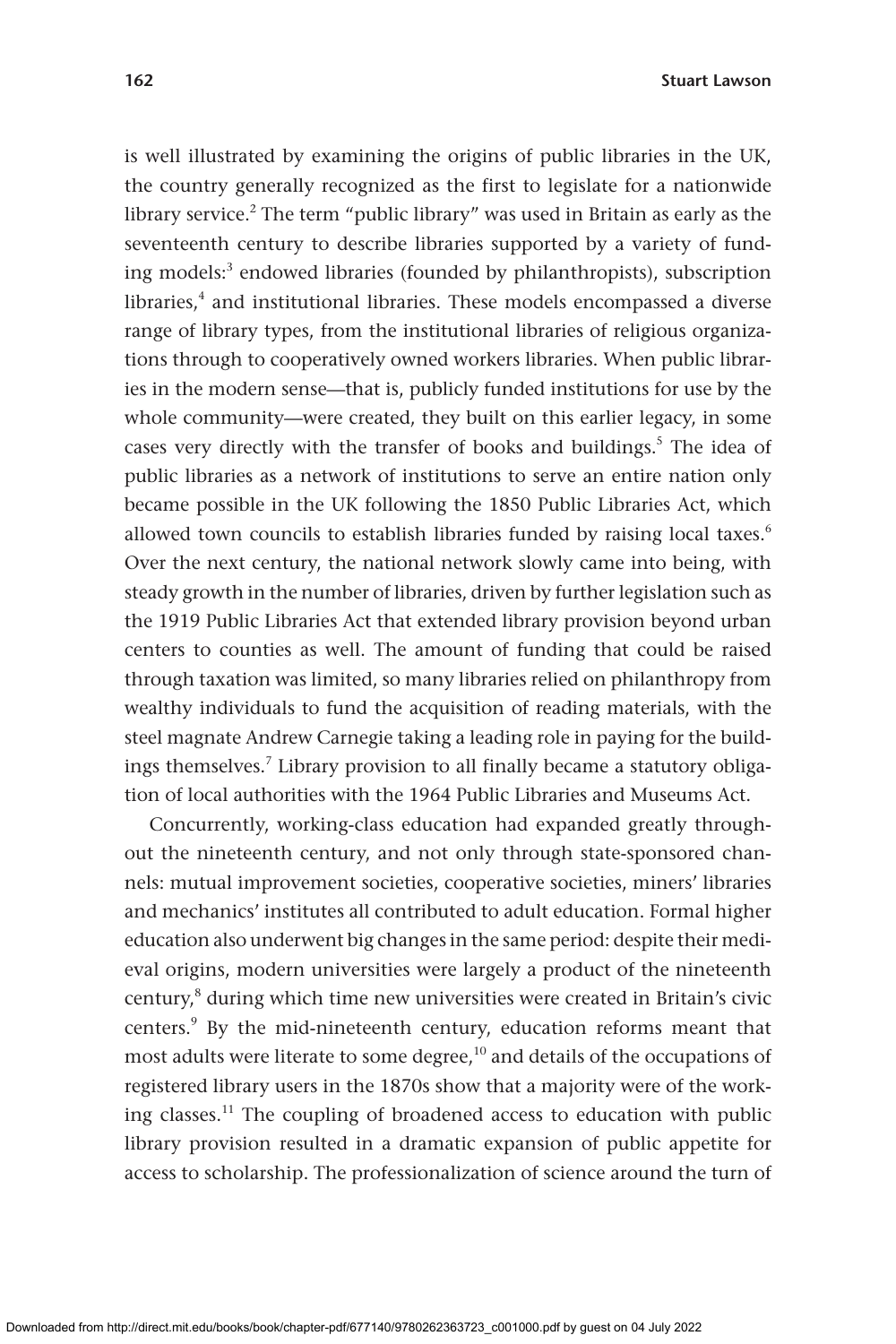is well illustrated by examining the origins of public libraries in the UK, the country generally recognized as the first to legislate for a nationwide library service.[2] The term "public library" was used in Britain as early as the seventeenth century to describe libraries supported by a variety of funding models:[3] endowed libraries (founded by philanthropists), subscription libraries,[4] and institutional libraries. These models encompassed a diverse range of library types, from the institutional libraries of religious organizations through to cooperatively owned workers libraries. When public libraries in the modern sense—that is, publicly funded institutions for use by the whole community—were created, they built on this earlier legacy, in some cases very directly with the transfer of books and buildings.[5] The idea of public libraries as a network of institutions to serve an entire nation only became possible in the UK following the 1850 Public Libraries Act, which allowed town councils to establish libraries funded by raising local taxes.[6] Over the next century, the national network slowly came into being, with steady growth in the number of libraries, driven by further legislation such as the 1919 Public Libraries Act that extended library provision beyond urban centers to counties as well. The amount of funding that could be raised through taxation was limited, so many libraries relied on philanthropy from wealthy individuals to fund the acquisition of reading materials, with the steel magnate Andrew Carnegie taking a leading role in paying for the buildings themselves.[7] Library provision to all finally became a statutory obligation of local authorities with the 1964 Public Libraries and Museums Act.

Concurrently, working-class education had expanded greatly throughout the nineteenth century, and not only through state-sponsored channels: mutual improvement societies, cooperative societies, miners' libraries and mechanics' institutes all contributed to adult education. Formal higher education also underwent big changes in the same period: despite their medieval origins, modern universities were largely a product of the nineteenth century,[8] during which time new universities were created in Britain's civic centers.[9] By the mid-nineteenth century, education reforms meant that most adults were literate to some degree,[10] and details of the occupations of registered library users in the 1870s show that a majority were of the working classes.[11] The coupling of broadened access to education with public library provision resulted in a dramatic expansion of public appetite for access to scholarship. The professionalization of science around the turn of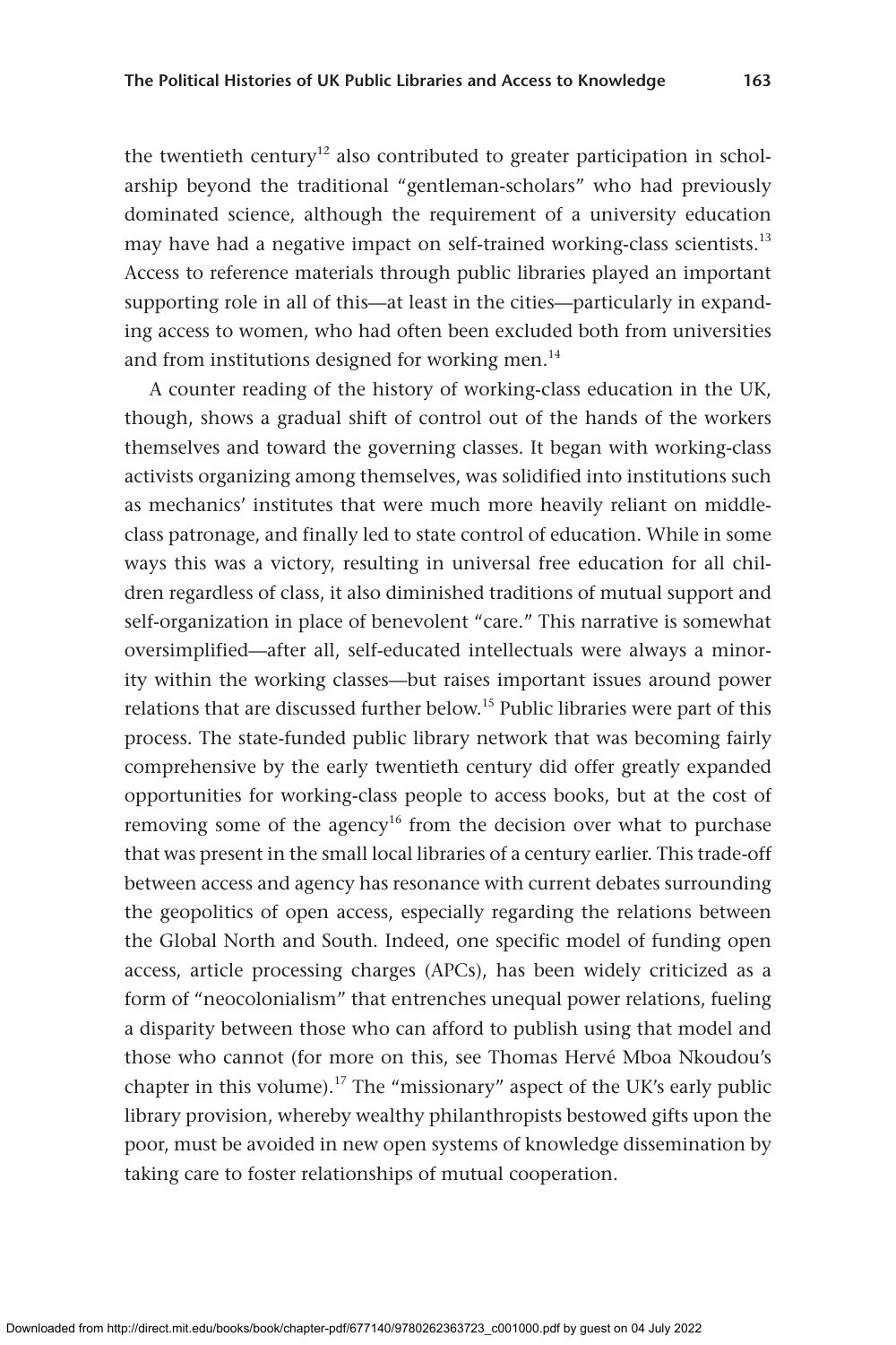the twentieth century[12] also contributed to greater participation in scholarship beyond the traditional "gentleman-scholars" who had previously dominated science, although the requirement of a university education may have had a negative impact on self-trained working-class scientists.[13] Access to reference materials through public libraries played an important supporting role in all of this—at least in the cities—particularly in expanding access to women, who had often been excluded both from universities and from institutions designed for working men.[14]

A counter reading of the history of working-class education in the UK, though, shows a gradual shift of control out of the hands of the workers themselves and toward the governing classes. It began with working-class activists organizing among themselves, was solidified into institutions such as mechanics' institutes that were much more heavily reliant on middle-class patronage, and finally led to state control of education. While in some ways this was a victory, resulting in universal free education for all children regardless of class, it also diminished traditions of mutual support and self-organization in place of benevolent "care." This narrative is somewhat oversimplified—after all, self-educated intellectuals were always a minority within the working classes—but raises important issues around power relations that are discussed further below.[15] Public libraries were part of this process. The state-funded public library network that was becoming fairly comprehensive by the early twentieth century did offer greatly expanded opportunities for working-class people to access books, but at the cost of removing some of the agency[16] from the decision over what to purchase that was present in the small local libraries of a century earlier. This trade-off between access and agency has resonance with current debates surrounding the geopolitics of open access, especially regarding the relations between the Global North and South. Indeed, one specific model of funding open access, article processing charges (APCs), has been widely criticized as a form of "neocolonialism" that entrenches unequal power relations, fueling a disparity between those who can afford to publish using that model and those who cannot (for more on this, see Thomas Hervé Mboa Nkoudou's chapter in this volume).[17] The "missionary" aspect of the UK's early public library provision, whereby wealthy philanthropists bestowed gifts upon the poor, must be avoided in new open systems of knowledge dissemination by taking care to foster relationships of mutual cooperation.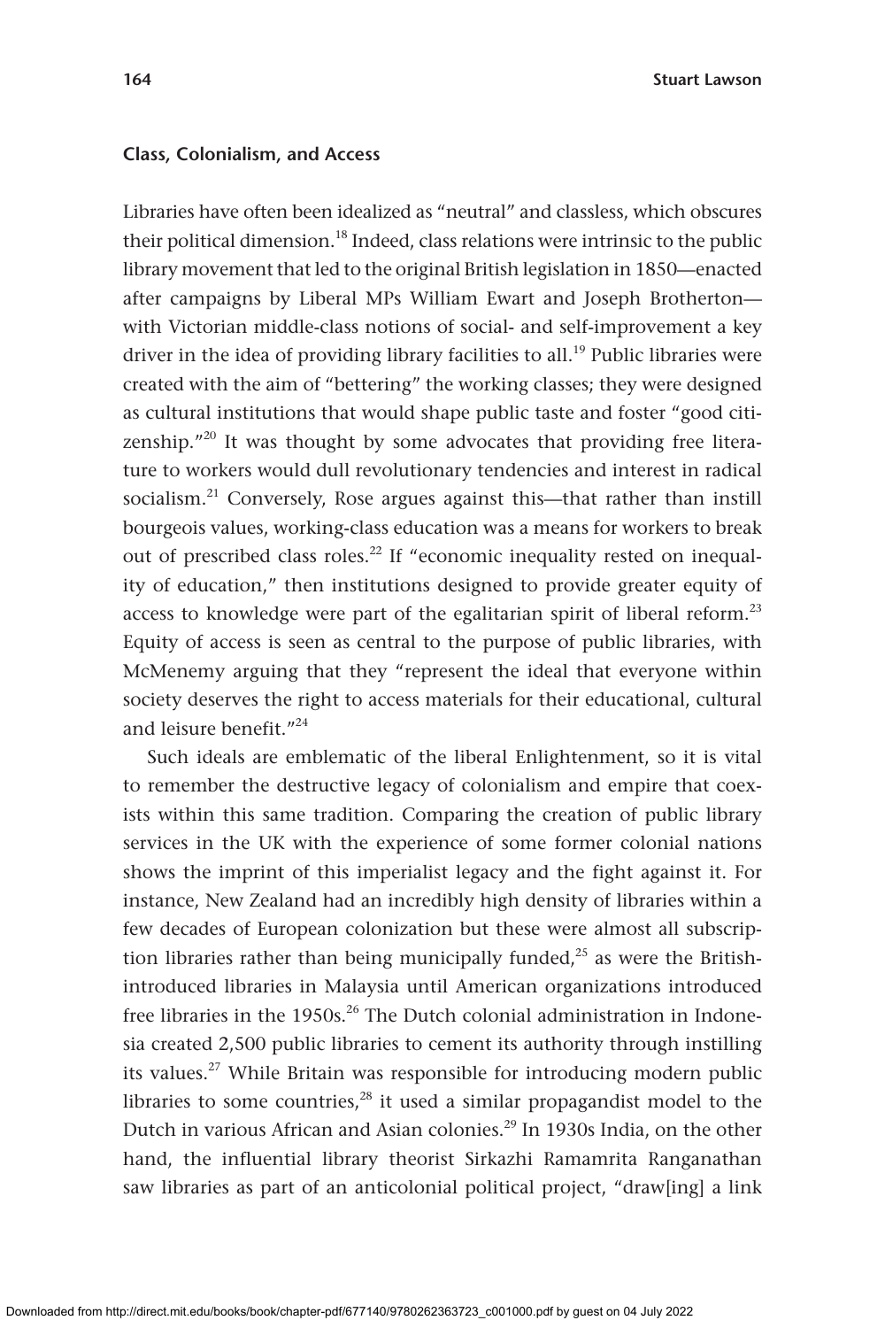## Class, Colonialism, and Access

Libraries have often been idealized as "neutral" and classless, which obscures their political dimension.[18] Indeed, class relations were intrinsic to the public library movement that led to the original British legislation in 1850—enacted after campaigns by Liberal MPs William Ewart and Joseph Brotherton—with Victorian middle-class notions of social- and self-improvement a key driver in the idea of providing library facilities to all.[19] Public libraries were created with the aim of "bettering" the working classes; they were designed as cultural institutions that would shape public taste and foster "good citizenship."[20] It was thought by some advocates that providing free literature to workers would dull revolutionary tendencies and interest in radical socialism.[21] Conversely, Rose argues against this—that rather than instill bourgeois values, working-class education was a means for workers to break out of prescribed class roles.[22] If "economic inequality rested on inequality of education," then institutions designed to provide greater equity of access to knowledge were part of the egalitarian spirit of liberal reform.[23] Equity of access is seen as central to the purpose of public libraries, with McMenemy arguing that they "represent the ideal that everyone within society deserves the right to access materials for their educational, cultural and leisure benefit."[24]

Such ideals are emblematic of the liberal Enlightenment, so it is vital to remember the destructive legacy of colonialism and empire that coexists within this same tradition. Comparing the creation of public library services in the UK with the experience of some former colonial nations shows the imprint of this imperialist legacy and the fight against it. For instance, New Zealand had an incredibly high density of libraries within a few decades of European colonization but these were almost all subscription libraries rather than being municipally funded,[25] as were the British-introduced libraries in Malaysia until American organizations introduced free libraries in the 1950s.[26] The Dutch colonial administration in Indonesia created 2,500 public libraries to cement its authority through instilling its values.[27] While Britain was responsible for introducing modern public libraries to some countries,[28] it used a similar propagandist model to the Dutch in various African and Asian colonies.[29] In 1930s India, on the other hand, the influential library theorist Sirkazhi Ramamrita Ranganathan saw libraries as part of an anticolonial political project, "draw[ing] a link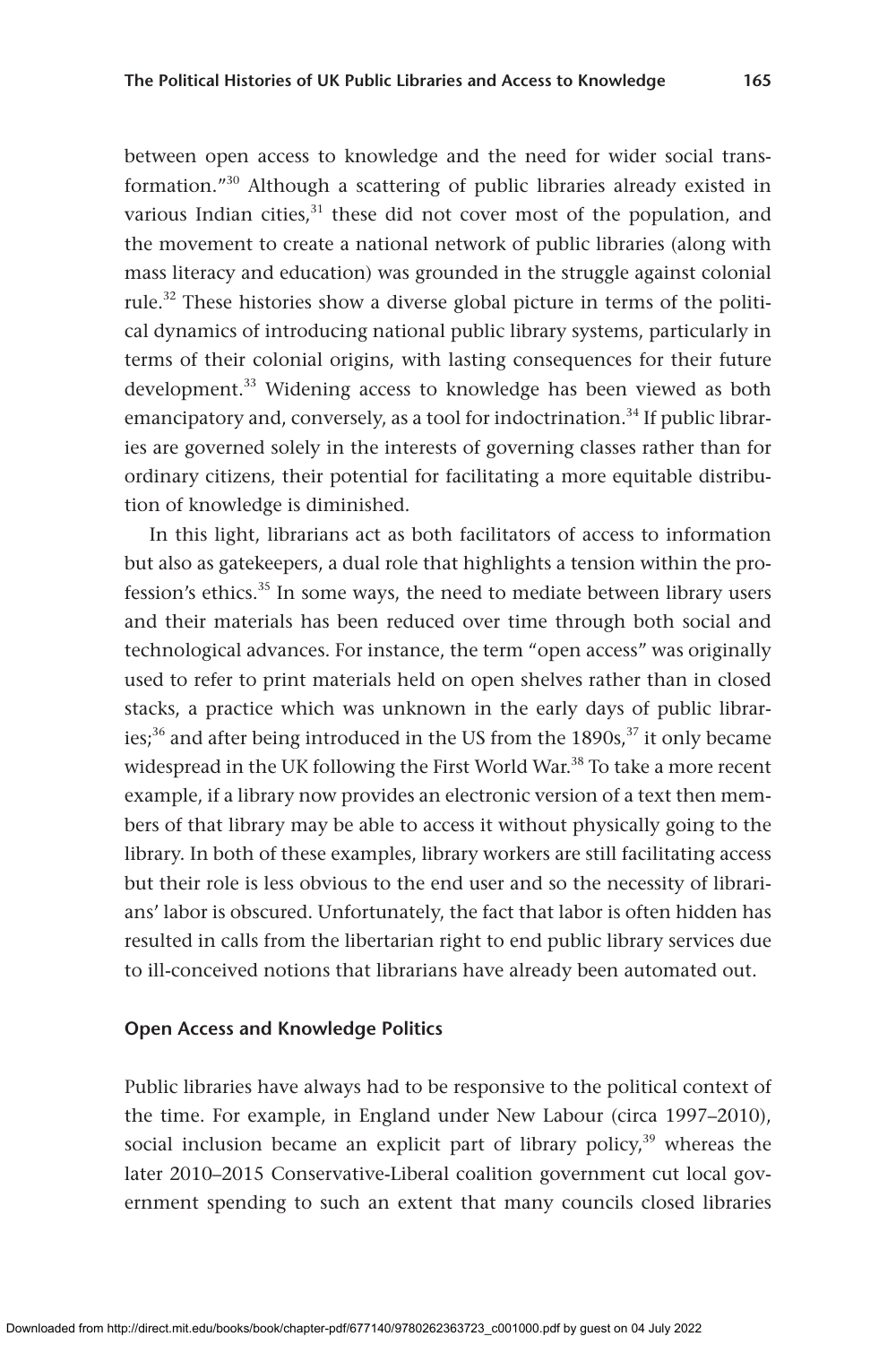between open access to knowledge and the need for wider social transformation."[30] Although a scattering of public libraries already existed in various Indian cities,[31] these did not cover most of the population, and the movement to create a national network of public libraries (along with mass literacy and education) was grounded in the struggle against colonial rule.[32] These histories show a diverse global picture in terms of the political dynamics of introducing national public library systems, particularly in terms of their colonial origins, with lasting consequences for their future development.[33] Widening access to knowledge has been viewed as both emancipatory and, conversely, as a tool for indoctrination.[34] If public libraries are governed solely in the interests of governing classes rather than for ordinary citizens, their potential for facilitating a more equitable distribution of knowledge is diminished.

In this light, librarians act as both facilitators of access to information but also as gatekeepers, a dual role that highlights a tension within the profession's ethics.[35] In some ways, the need to mediate between library users and their materials has been reduced over time through both social and technological advances. For instance, the term "open access" was originally used to refer to print materials held on open shelves rather than in closed stacks, a practice which was unknown in the early days of public libraries;[36] and after being introduced in the US from the 1890s,[37] it only became widespread in the UK following the First World War.[38] To take a more recent example, if a library now provides an electronic version of a text then members of that library may be able to access it without physically going to the library. In both of these examples, library workers are still facilitating access but their role is less obvious to the end user and so the necessity of librarians' labor is obscured. Unfortunately, the fact that labor is often hidden has resulted in calls from the libertarian right to end public library services due to ill-conceived notions that librarians have already been automated out.

### Open Access and Knowledge Politics

Public libraries have always had to be responsive to the political context of the time. For example, in England under New Labour (circa 1997–2010), social inclusion became an explicit part of library policy,[39] whereas the later 2010–2015 Conservative-Liberal coalition government cut local government spending to such an extent that many councils closed libraries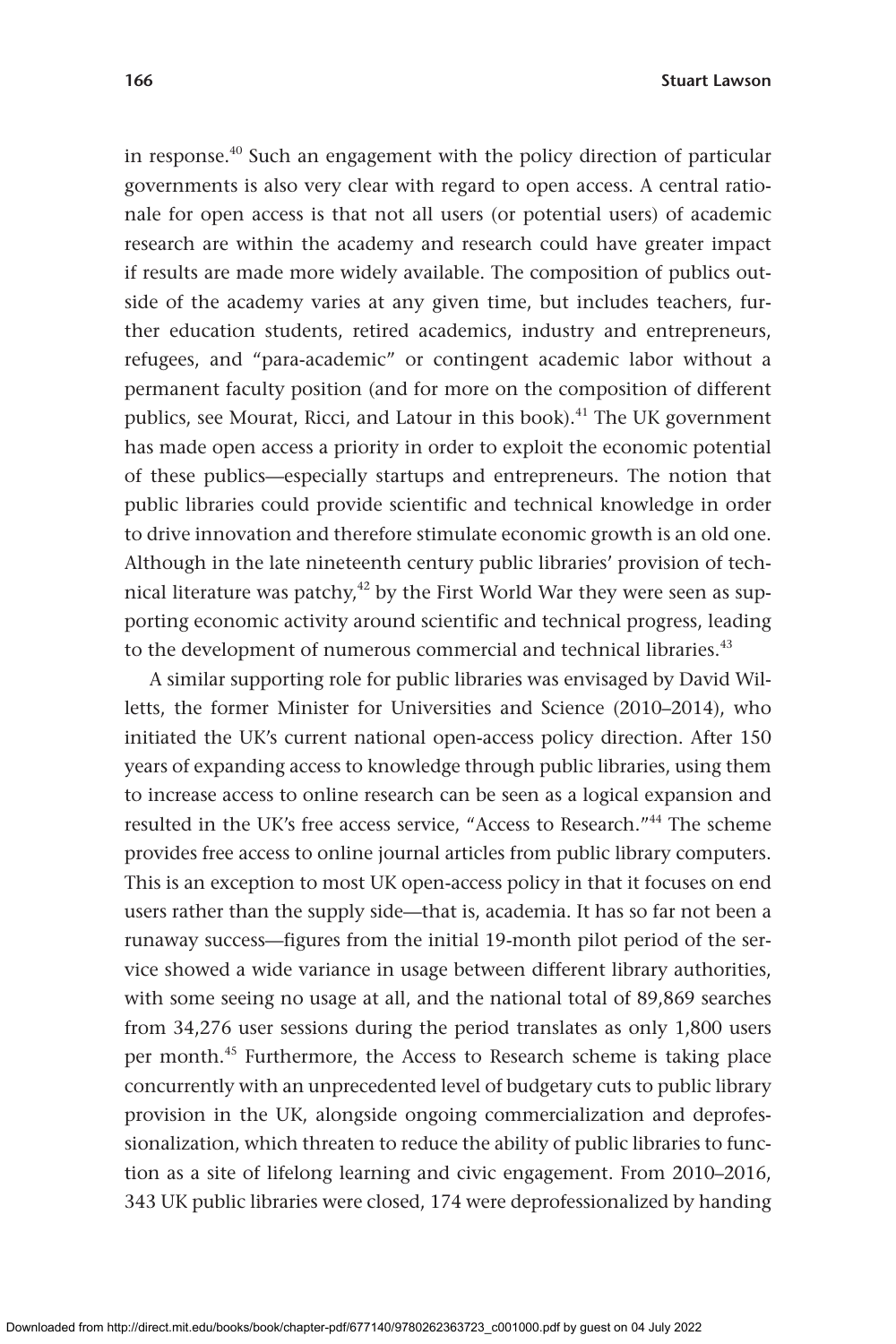in response.[40] Such an engagement with the policy direction of particular governments is also very clear with regard to open access. A central rationale for open access is that not all users (or potential users) of academic research are within the academy and research could have greater impact if results are made more widely available. The composition of publics outside of the academy varies at any given time, but includes teachers, further education students, retired academics, industry and entrepreneurs, refugees, and "para-academic" or contingent academic labor without a permanent faculty position (and for more on the composition of different publics, see Mourat, Ricci, and Latour in this book).[41] The UK government has made open access a priority in order to exploit the economic potential of these publics—especially startups and entrepreneurs. The notion that public libraries could provide scientific and technical knowledge in order to drive innovation and therefore stimulate economic growth is an old one. Although in the late nineteenth century public libraries' provision of technical literature was patchy,[42] by the First World War they were seen as supporting economic activity around scientific and technical progress, leading to the development of numerous commercial and technical libraries.[43]

A similar supporting role for public libraries was envisaged by David Willetts, the former Minister for Universities and Science (2010–2014), who initiated the UK's current national open-access policy direction. After 150 years of expanding access to knowledge through public libraries, using them to increase access to online research can be seen as a logical expansion and resulted in the UK's free access service, "Access to Research."[44] The scheme provides free access to online journal articles from public library computers. This is an exception to most UK open-access policy in that it focuses on end users rather than the supply side—that is, academia. It has so far not been a runaway success—figures from the initial 19-month pilot period of the service showed a wide variance in usage between different library authorities, with some seeing no usage at all, and the national total of 89,869 searches from 34,276 user sessions during the period translates as only 1,800 users per month.[45] Furthermore, the Access to Research scheme is taking place concurrently with an unprecedented level of budgetary cuts to public library provision in the UK, alongside ongoing commercialization and deprofessionalization, which threaten to reduce the ability of public libraries to function as a site of lifelong learning and civic engagement. From 2010–2016, 343 UK public libraries were closed, 174 were deprofessionalized by handing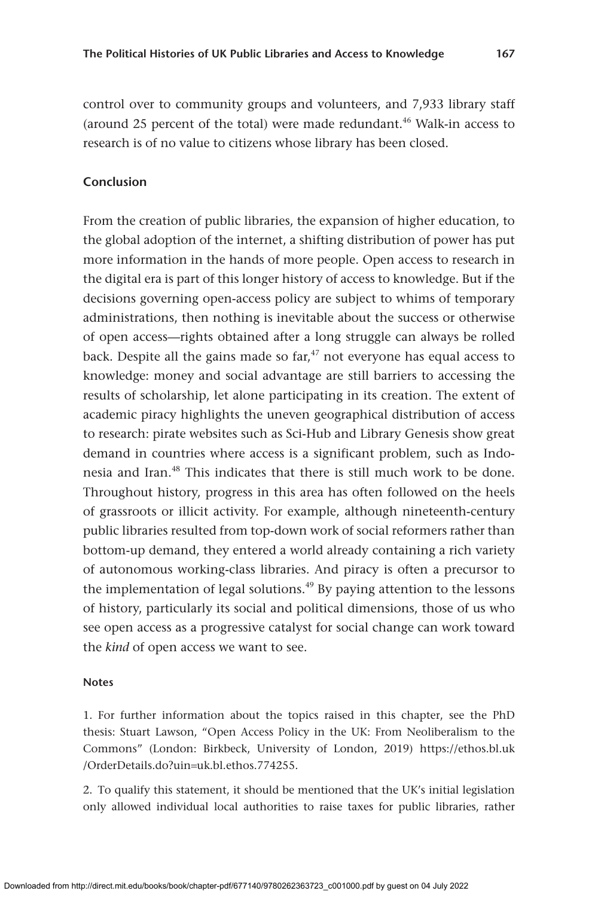control over to community groups and volunteers, and 7,933 library staff (around 25 percent of the total) were made redundant.[46] Walk-in access to research is of no value to citizens whose library has been closed.

## Conclusion

From the creation of public libraries, the expansion of higher education, to the global adoption of the internet, a shifting distribution of power has put more information in the hands of more people. Open access to research in the digital era is part of this longer history of access to knowledge. But if the decisions governing open-access policy are subject to whims of temporary administrations, then nothing is inevitable about the success or otherwise of open access—rights obtained after a long struggle can always be rolled back. Despite all the gains made so far,[47] not everyone has equal access to knowledge: money and social advantage are still barriers to accessing the results of scholarship, let alone participating in its creation. The extent of academic piracy highlights the uneven geographical distribution of access to research: pirate websites such as Sci-Hub and Library Genesis show great demand in countries where access is a significant problem, such as Indonesia and Iran.[48] This indicates that there is still much work to be done. Throughout history, progress in this area has often followed on the heels of grassroots or illicit activity. For example, although nineteenth-century public libraries resulted from top-down work of social reformers rather than bottom-up demand, they entered a world already containing a rich variety of autonomous working-class libraries. And piracy is often a precursor to the implementation of legal solutions.[49] By paying attention to the lessons of history, particularly its social and political dimensions, those of us who see open access as a progressive catalyst for social change can work toward the *kind* of open access we want to see.

### Notes

1. For further information about the topics raised in this chapter, see the PhD thesis: Stuart Lawson, "Open Access Policy in the UK: From Neoliberalism to the Commons" (London: Birkbeck, University of London, 2019) https://ethos.bl.uk/OrderDetails.do?uin=uk.bl.ethos.774255.

2. To qualify this statement, it should be mentioned that the UK's initial legislation only allowed individual local authorities to raise taxes for public libraries, rather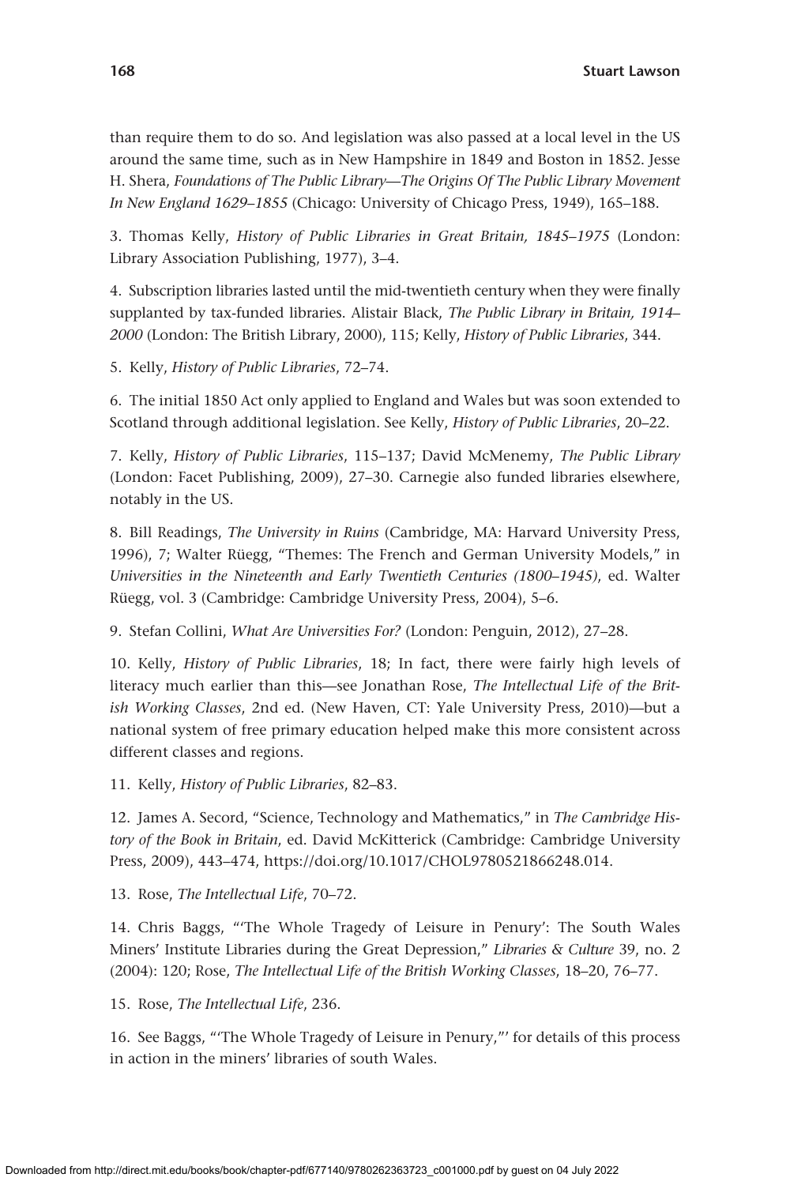than require them to do so. And legislation was also passed at a local level in the US around the same time, such as in New Hampshire in 1849 and Boston in 1852. Jesse H. Shera, *Foundations of The Public Library—The Origins Of The Public Library Movement In New England 1629–1855* (Chicago: University of Chicago Press, 1949), 165–188.

3. Thomas Kelly, *History of Public Libraries in Great Britain, 1845–1975* (London: Library Association Publishing, 1977), 3–4.

4. Subscription libraries lasted until the mid-twentieth century when they were finally supplanted by tax-funded libraries. Alistair Black, *The Public Library in Britain, 1914–2000* (London: The British Library, 2000), 115; Kelly, *History of Public Libraries*, 344.

5. Kelly, *History of Public Libraries*, 72–74.

6. The initial 1850 Act only applied to England and Wales but was soon extended to Scotland through additional legislation. See Kelly, *History of Public Libraries*, 20–22.

7. Kelly, *History of Public Libraries*, 115–137; David McMenemy, *The Public Library* (London: Facet Publishing, 2009), 27–30. Carnegie also funded libraries elsewhere, notably in the US.

8. Bill Readings, *The University in Ruins* (Cambridge, MA: Harvard University Press, 1996), 7; Walter Rüegg, "Themes: The French and German University Models," in *Universities in the Nineteenth and Early Twentieth Centuries (1800–1945)*, ed. Walter Rüegg, vol. 3 (Cambridge: Cambridge University Press, 2004), 5–6.

9. Stefan Collini, *What Are Universities For?* (London: Penguin, 2012), 27–28.

10. Kelly, *History of Public Libraries*, 18; In fact, there were fairly high levels of literacy much earlier than this—see Jonathan Rose, *The Intellectual Life of the British Working Classes*, 2nd ed. (New Haven, CT: Yale University Press, 2010)—but a national system of free primary education helped make this more consistent across different classes and regions.

11. Kelly, *History of Public Libraries*, 82–83.

12. James A. Secord, "Science, Technology and Mathematics," in *The Cambridge History of the Book in Britain*, ed. David McKitterick (Cambridge: Cambridge University Press, 2009), 443–474, https://doi.org/10.1017/CHOL9780521866248.014.

13. Rose, *The Intellectual Life*, 70–72.

14. Chris Baggs, "'The Whole Tragedy of Leisure in Penury': The South Wales Miners' Institute Libraries during the Great Depression," *Libraries & Culture* 39, no. 2 (2004): 120; Rose, *The Intellectual Life of the British Working Classes*, 18–20, 76–77.

15. Rose, *The Intellectual Life*, 236.

16. See Baggs, "'The Whole Tragedy of Leisure in Penury,"' for details of this process in action in the miners' libraries of south Wales.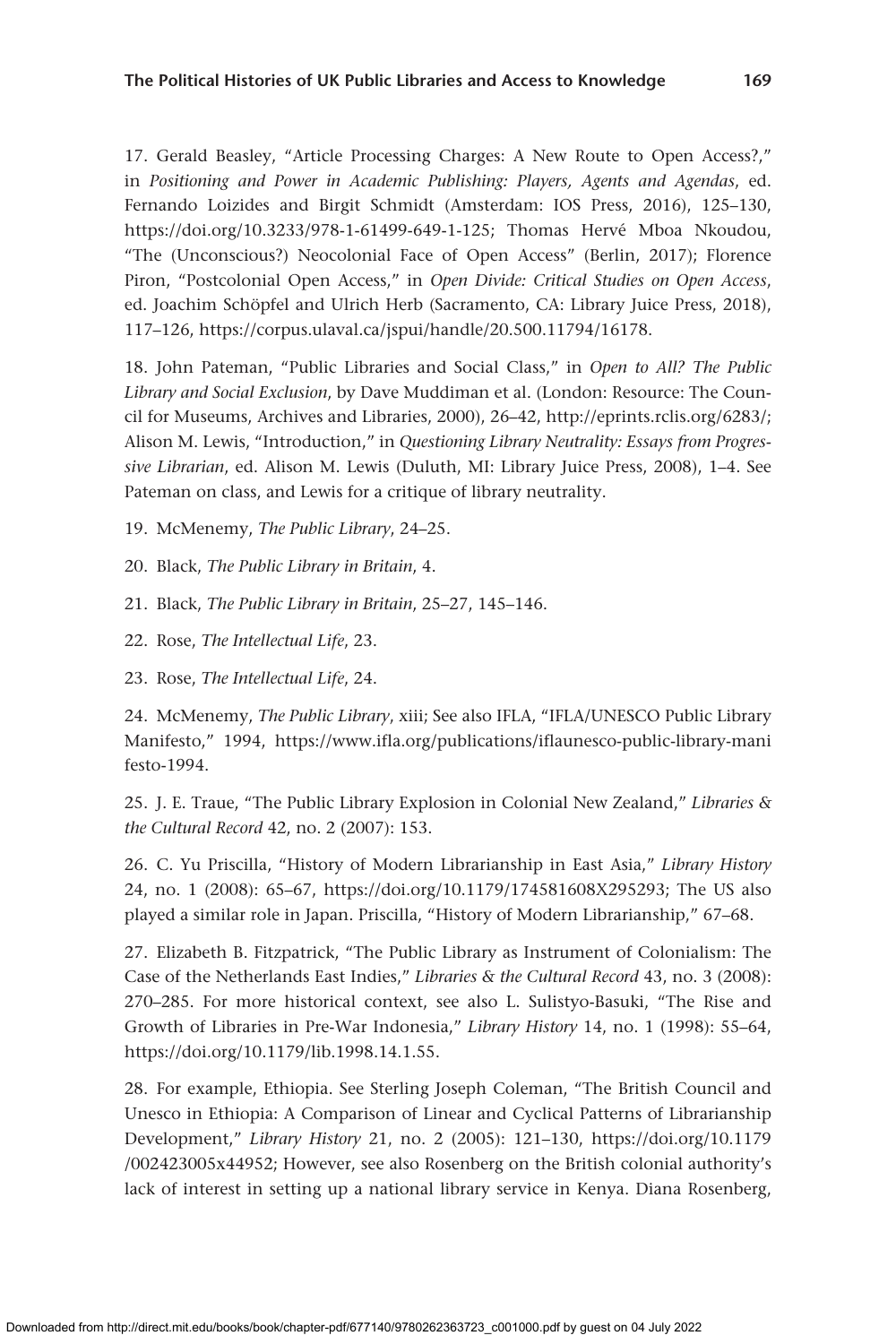17. Gerald Beasley, "Article Processing Charges: A New Route to Open Access?," in *Positioning and Power in Academic Publishing: Players, Agents and Agendas*, ed. Fernando Loizides and Birgit Schmidt (Amsterdam: IOS Press, 2016), 125–130, https://doi.org/10.3233/978-1-61499-649-1-125; Thomas Hervé Mboa Nkoudou, "The (Unconscious?) Neocolonial Face of Open Access" (Berlin, 2017); Florence Piron, "Postcolonial Open Access," in *Open Divide: Critical Studies on Open Access*, ed. Joachim Schöpfel and Ulrich Herb (Sacramento, CA: Library Juice Press, 2018), 117–126, https://corpus.ulaval.ca/jspui/handle/20.500.11794/16178.

18. John Pateman, "Public Libraries and Social Class," in *Open to All? The Public Library and Social Exclusion*, by Dave Muddiman et al. (London: Resource: The Council for Museums, Archives and Libraries, 2000), 26–42, http://eprints.rclis.org/6283/; Alison M. Lewis, "Introduction," in *Questioning Library Neutrality: Essays from Progressive Librarian*, ed. Alison M. Lewis (Duluth, MI: Library Juice Press, 2008), 1–4. See Pateman on class, and Lewis for a critique of library neutrality.

19. McMenemy, *The Public Library*, 24–25.

20. Black, *The Public Library in Britain*, 4.

21. Black, *The Public Library in Britain*, 25–27, 145–146.

22. Rose, *The Intellectual Life*, 23.

23. Rose, *The Intellectual Life*, 24.

24. McMenemy, *The Public Library*, xiii; See also IFLA, "IFLA/UNESCO Public Library Manifesto," 1994, https://www.ifla.org/publications/iflaunesco-public-library-manifesto-1994.

25. J. E. Traue, "The Public Library Explosion in Colonial New Zealand," *Libraries & the Cultural Record* 42, no. 2 (2007): 153.

26. C. Yu Priscilla, "History of Modern Librarianship in East Asia," *Library History* 24, no. 1 (2008): 65–67, https://doi.org/10.1179/174581608X295293; The US also played a similar role in Japan. Priscilla, "History of Modern Librarianship," 67–68.

27. Elizabeth B. Fitzpatrick, "The Public Library as Instrument of Colonialism: The Case of the Netherlands East Indies," *Libraries & the Cultural Record* 43, no. 3 (2008): 270–285. For more historical context, see also L. Sulistyo-Basuki, "The Rise and Growth of Libraries in Pre-War Indonesia," *Library History* 14, no. 1 (1998): 55–64, https://doi.org/10.1179/lib.1998.14.1.55.

28. For example, Ethiopia. See Sterling Joseph Coleman, "The British Council and Unesco in Ethiopia: A Comparison of Linear and Cyclical Patterns of Librarianship Development," *Library History* 21, no. 2 (2005): 121–130, https://doi.org/10.1179/002423005x44952; However, see also Rosenberg on the British colonial authority's lack of interest in setting up a national library service in Kenya. Diana Rosenberg,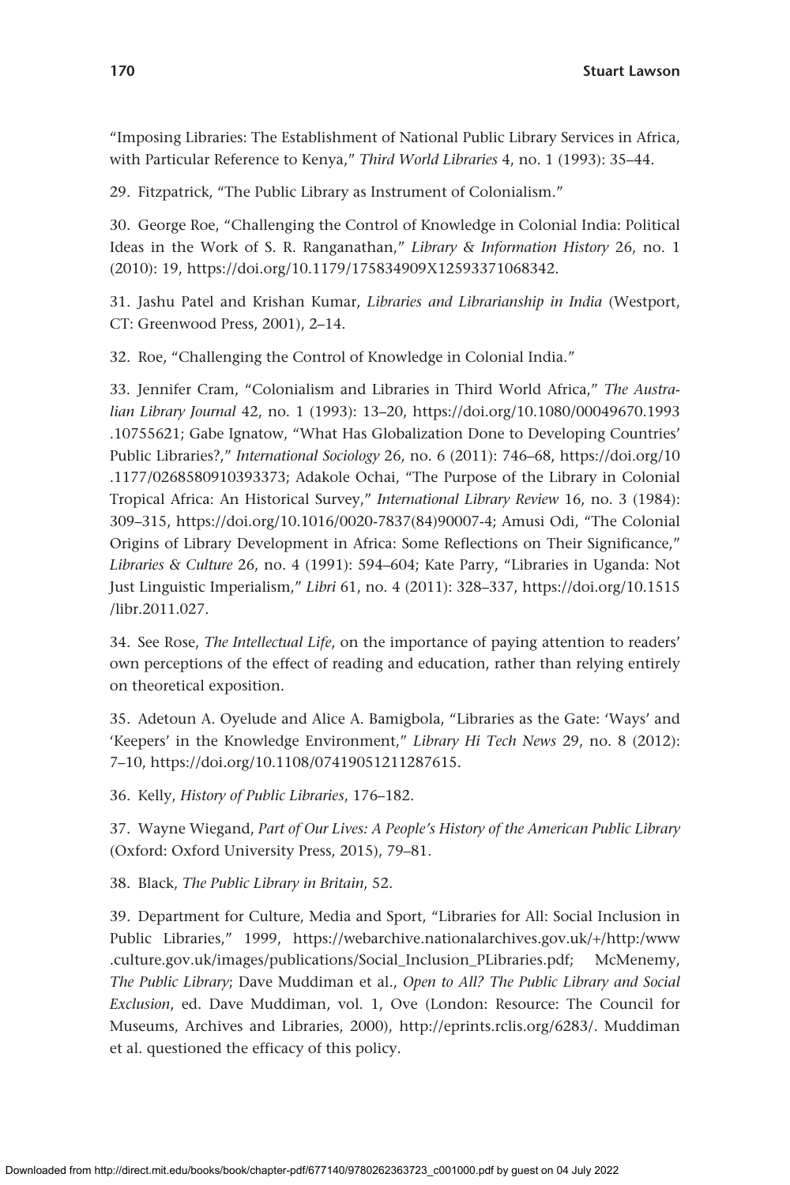"Imposing Libraries: The Establishment of National Public Library Services in Africa, with Particular Reference to Kenya," *Third World Libraries* 4, no. 1 (1993): 35–44.

29. Fitzpatrick, "The Public Library as Instrument of Colonialism."

30. George Roe, "Challenging the Control of Knowledge in Colonial India: Political Ideas in the Work of S. R. Ranganathan," *Library & Information History* 26, no. 1 (2010): 19, https://doi.org/10.1179/175834909X12593371068342.

31. Jashu Patel and Krishan Kumar, *Libraries and Librarianship in India* (Westport, CT: Greenwood Press, 2001), 2–14.

32. Roe, "Challenging the Control of Knowledge in Colonial India."

33. Jennifer Cram, "Colonialism and Libraries in Third World Africa," *The Australian Library Journal* 42, no. 1 (1993): 13–20, https://doi.org/10.1080/00049670.1993.10755621; Gabe Ignatow, "What Has Globalization Done to Developing Countries' Public Libraries?," *International Sociology* 26, no. 6 (2011): 746–68, https://doi.org/10.1177/0268580910393373; Adakole Ochai, "The Purpose of the Library in Colonial Tropical Africa: An Historical Survey," *International Library Review* 16, no. 3 (1984): 309–315, https://doi.org/10.1016/0020-7837(84)90007-4; Amusi Odi, "The Colonial Origins of Library Development in Africa: Some Reflections on Their Significance," *Libraries & Culture* 26, no. 4 (1991): 594–604; Kate Parry, "Libraries in Uganda: Not Just Linguistic Imperialism," *Libri* 61, no. 4 (2011): 328–337, https://doi.org/10.1515/libr.2011.027.

34. See Rose, *The Intellectual Life*, on the importance of paying attention to readers' own perceptions of the effect of reading and education, rather than relying entirely on theoretical exposition.

35. Adetoun A. Oyelude and Alice A. Bamigbola, "Libraries as the Gate: 'Ways' and 'Keepers' in the Knowledge Environment," *Library Hi Tech News* 29, no. 8 (2012): 7–10, https://doi.org/10.1108/07419051211287615.

36. Kelly, *History of Public Libraries*, 176–182.

37. Wayne Wiegand, *Part of Our Lives: A People's History of the American Public Library* (Oxford: Oxford University Press, 2015), 79–81.

38. Black, *The Public Library in Britain*, 52.

39. Department for Culture, Media and Sport, "Libraries for All: Social Inclusion in Public Libraries," 1999, https://webarchive.nationalarchives.gov.uk/+/http:/www.culture.gov.uk/images/publications/Social_Inclusion_PLibraries.pdf; McMenemy, *The Public Library*; Dave Muddiman et al., *Open to All? The Public Library and Social Exclusion*, ed. Dave Muddiman, vol. 1, Ove (London: Resource: The Council for Museums, Archives and Libraries, 2000), http://eprints.rclis.org/6283/. Muddiman et al. questioned the efficacy of this policy.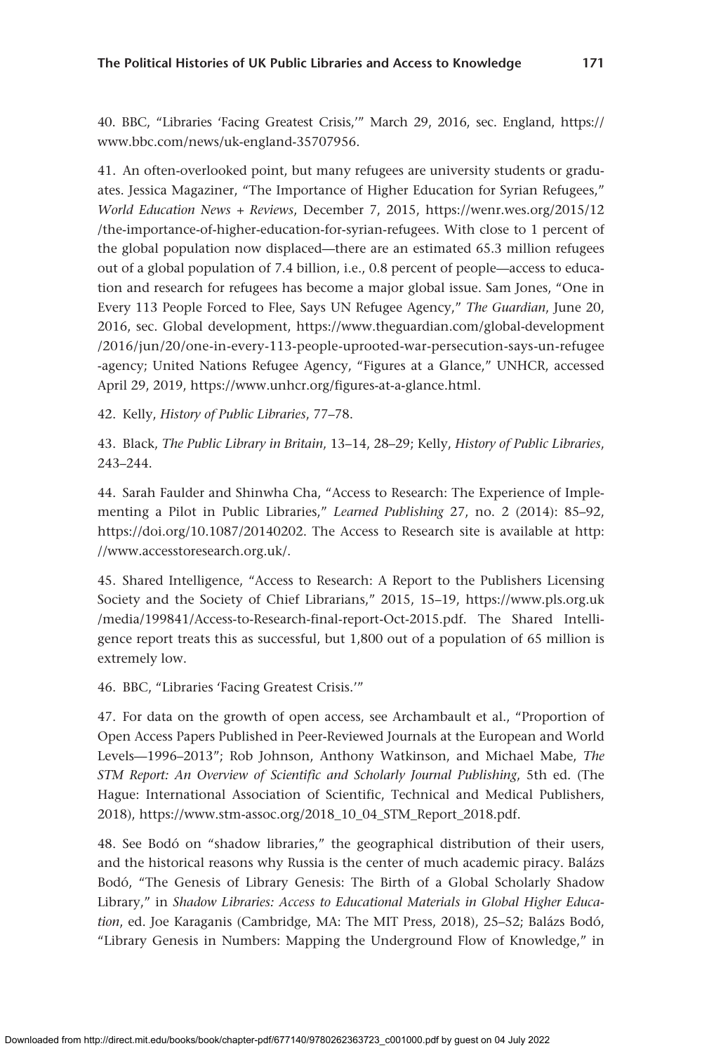40. BBC, "Libraries 'Facing Greatest Crisis,'" March 29, 2016, sec. England, https://www.bbc.com/news/uk-england-35707956.

41. An often-overlooked point, but many refugees are university students or graduates. Jessica Magaziner, "The Importance of Higher Education for Syrian Refugees," *World Education News + Reviews*, December 7, 2015, https://wenr.wes.org/2015/12/the-importance-of-higher-education-for-syrian-refugees. With close to 1 percent of the global population now displaced—there are an estimated 65.3 million refugees out of a global population of 7.4 billion, i.e., 0.8 percent of people—access to education and research for refugees has become a major global issue. Sam Jones, "One in Every 113 People Forced to Flee, Says UN Refugee Agency," *The Guardian*, June 20, 2016, sec. Global development, https://www.theguardian.com/global-development/2016/jun/20/one-in-every-113-people-uprooted-war-persecution-says-un-refugee-agency; United Nations Refugee Agency, "Figures at a Glance," UNHCR, accessed April 29, 2019, https://www.unhcr.org/figures-at-a-glance.html.

42. Kelly, *History of Public Libraries*, 77–78.

43. Black, *The Public Library in Britain*, 13–14, 28–29; Kelly, *History of Public Libraries*, 243–244.

44. Sarah Faulder and Shinwha Cha, "Access to Research: The Experience of Implementing a Pilot in Public Libraries," *Learned Publishing* 27, no. 2 (2014): 85–92, https://doi.org/10.1087/20140202. The Access to Research site is available at http://www.accesstoresearch.org.uk/.

45. Shared Intelligence, "Access to Research: A Report to the Publishers Licensing Society and the Society of Chief Librarians," 2015, 15–19, https://www.pls.org.uk/media/199841/Access-to-Research-final-report-Oct-2015.pdf. The Shared Intelligence report treats this as successful, but 1,800 out of a population of 65 million is extremely low.

46. BBC, "Libraries 'Facing Greatest Crisis.'"

47. For data on the growth of open access, see Archambault et al., "Proportion of Open Access Papers Published in Peer-Reviewed Journals at the European and World Levels—1996–2013"; Rob Johnson, Anthony Watkinson, and Michael Mabe, *The STM Report: An Overview of Scientific and Scholarly Journal Publishing*, 5th ed. (The Hague: International Association of Scientific, Technical and Medical Publishers, 2018), https://www.stm-assoc.org/2018_10_04_STM_Report_2018.pdf.

48. See Bodó on "shadow libraries," the geographical distribution of their users, and the historical reasons why Russia is the center of much academic piracy. Balázs Bodó, "The Genesis of Library Genesis: The Birth of a Global Scholarly Shadow Library," in *Shadow Libraries: Access to Educational Materials in Global Higher Education*, ed. Joe Karaganis (Cambridge, MA: The MIT Press, 2018), 25–52; Balázs Bodó, "Library Genesis in Numbers: Mapping the Underground Flow of Knowledge," in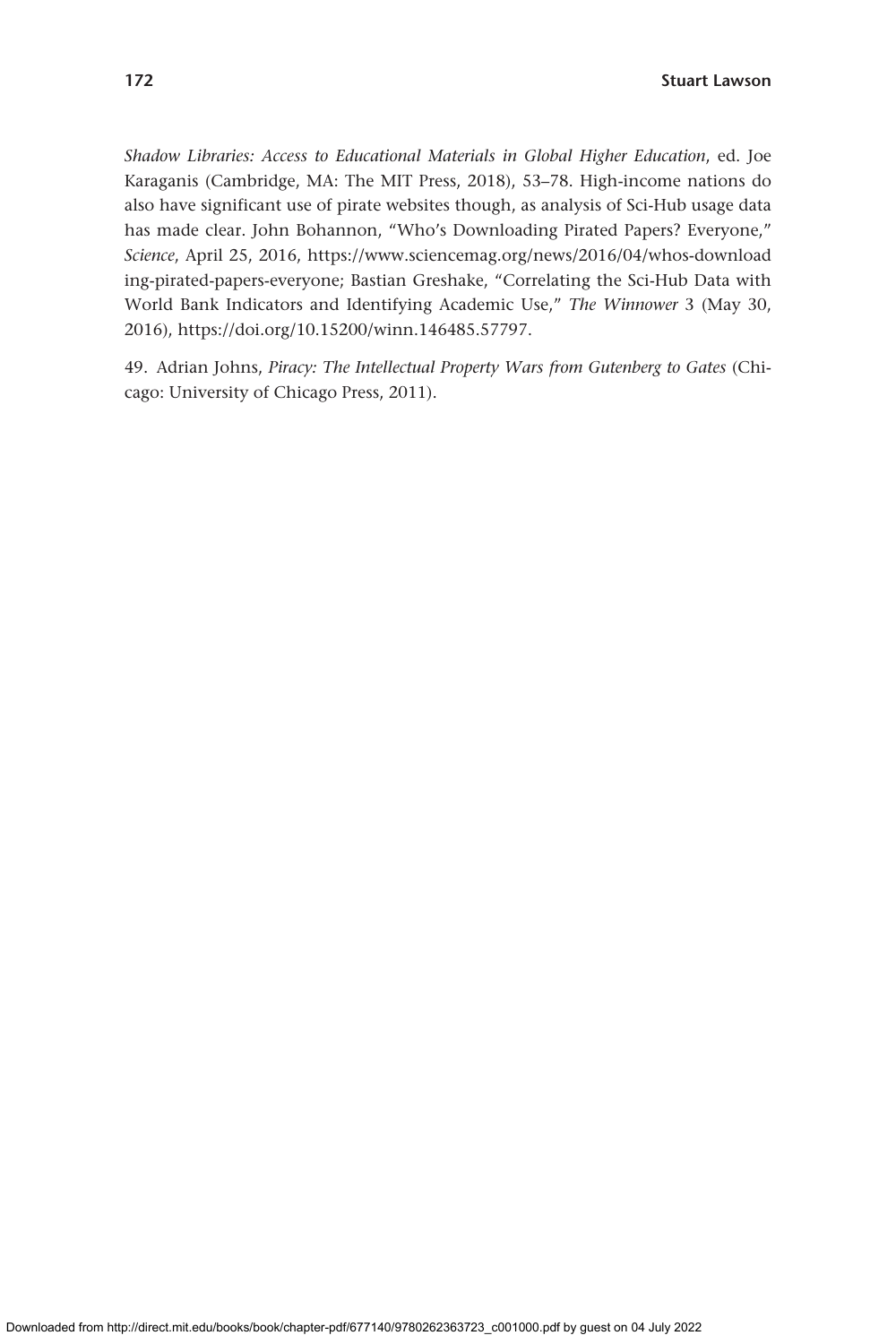*Shadow Libraries: Access to Educational Materials in Global Higher Education*, ed. Joe Karaganis (Cambridge, MA: The MIT Press, 2018), 53–78. High-income nations do also have significant use of pirate websites though, as analysis of Sci-Hub usage data has made clear. John Bohannon, "Who's Downloading Pirated Papers? Everyone," *Science*, April 25, 2016, https://www.sciencemag.org/news/2016/04/whos-downloading-pirated-papers-everyone; Bastian Greshake, "Correlating the Sci-Hub Data with World Bank Indicators and Identifying Academic Use," *The Winnower* 3 (May 30, 2016), https://doi.org/10.15200/winn.146485.57797.

49. Adrian Johns, *Piracy: The Intellectual Property Wars from Gutenberg to Gates* (Chicago: University of Chicago Press, 2011).